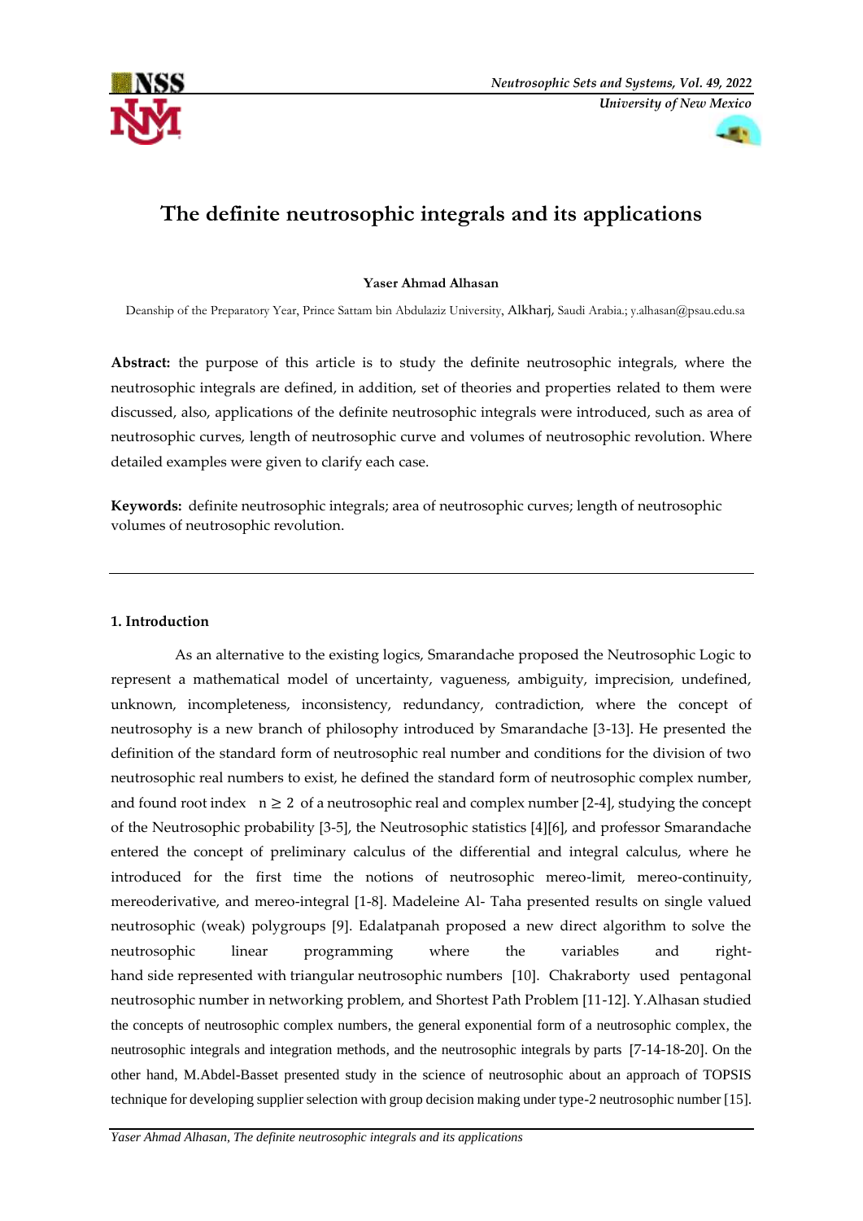# The definite neutrosophic integrals and its applications

**Yaser Ahmad Alhasan**

Deanship of the Preparatory Year, Prince Sattam bin Abdulaziz University, Alkharj, Saudi Arabia.; y.alhasan@psau.edu.sa

**Abstract:** the purpose of this article is to study the definite neutrosophic integrals, where the neutrosophic integrals are defined, in addition, set of theories and properties related to them were discussed, also, applications of the definite neutrosophic integrals were introduced, such as area of neutrosophic curves, length of neutrosophic curve and volumes of neutrosophic revolution. Where detailed examples were given to clarify each case.

**Keywords:** definite neutrosophic integrals; area of neutrosophic curves; length of neutrosophic volumes of neutrosophic revolution.

---

## 1. Introduction

As an alternative to the existing logics, Smarandache proposed the Neutrosophic Logic to represent a mathematical model of uncertainty, vagueness, ambiguity, imprecision, undefined, unknown, incompleteness, inconsistency, redundancy, contradiction, where the concept of neutrosophy is a new branch of philosophy introduced by Smarandache [3-13]. He presented the definition of the standard form of neutrosophic real number and conditions for the division of two neutrosophic real numbers to exist, he defined the standard form of neutrosophic complex number, and found root index $n \geq 2$ of a neutrosophic real and complex number [2-4], studying the concept of the Neutrosophic probability [3-5], the Neutrosophic statistics [4][6], and professor Smarandache entered the concept of preliminary calculus of the differential and integral calculus, where he introduced for the first time the notions of neutrosophic mereo-limit, mereo-continuity, mereoderivative, and mereo-integral [1-8]. Madeleine Al- Taha presented results on single valued neutrosophic (weak) polygroups [9]. Edalatpanah proposed a new direct algorithm to solve the neutrosophic linear programming where the variables and right-hand side represented with triangular neutrosophic numbers [10]. Chakraborty used pentagonal neutrosophic number in networking problem, and Shortest Path Problem [11-12]. Y.Alhasan studied the concepts of neutrosophic complex numbers, the general exponential form of a neutrosophic complex, the neutrosophic integrals and integration methods, and the neutrosophic integrals by parts [7-14-18-20]. On the other hand, M.Abdel-Basset presented study in the science of neutrosophic about an approach of TOPSIS technique for developing supplier selection with group decision making under type-2 neutrosophic number [15].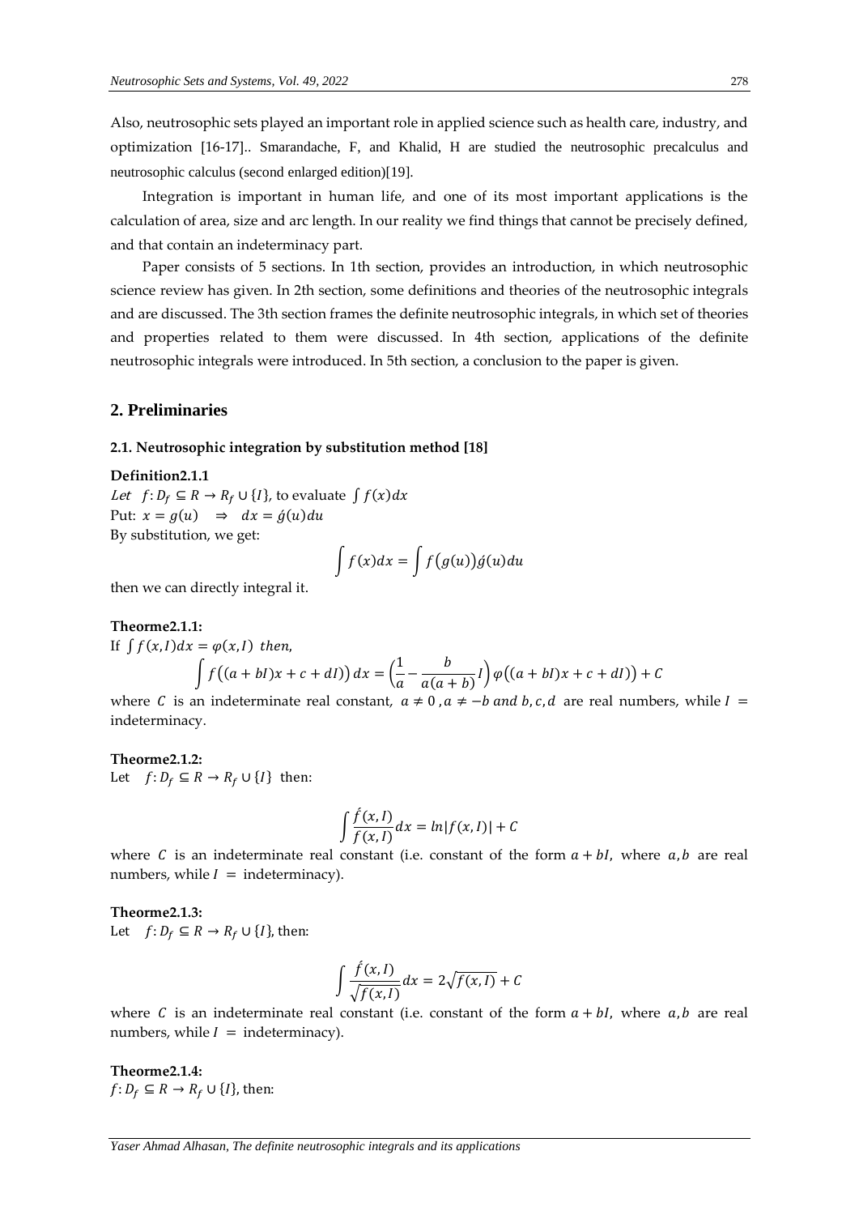Also, neutrosophic sets played an important role in applied science such as health care, industry, and optimization [16-17].. Smarandache, F, and Khalid, H are studied the neutrosophic precalculus and neutrosophic calculus (second enlarged edition)[19].

Integration is important in human life, and one of its most important applications is the calculation of area, size and arc length. In our reality we find things that cannot be precisely defined, and that contain an indeterminacy part.

Paper consists of 5 sections. In 1th section, provides an introduction, in which neutrosophic science review has given. In 2th section, some definitions and theories of the neutrosophic integrals and are discussed. The 3th section frames the definite neutrosophic integrals, in which set of theories and properties related to them were discussed. In 4th section, applications of the definite neutrosophic integrals were introduced. In 5th section, a conclusion to the paper is given.

## 2. Preliminaries

### 2.1. Neutrosophic integration by substitution method [18]

**Definition2.1.1**

*Let* $f: D_f \subseteq R \rightarrow R_f \cup \{I\}$, to evaluate $\int f(x)dx$

Put: $x = g(u) \quad \Rightarrow \quad dx = \acute{g}(u)du$

By substitution, we get:

$$\int f(x)dx = \int f(g(u))\acute{g}(u)du$$

then we can directly integral it.

**Theorme2.1.1:**

If $\int f(x,I)dx = \varphi(x,I)$ *then,*

$$\int f((a+bI)x + c + dI)\,dx = \left(\frac{1}{a} - \frac{b}{a(a+b)}I\right)\varphi((a+bI)x + c + dI) + C$$

where $C$ is an indeterminate real constant, $a \neq 0\,, a \neq -b$ *and* $b, c, d$ are real numbers, while $I =$ indeterminacy.

**Theorme2.1.2:**

Let $f: D_f \subseteq R \rightarrow R_f \cup \{I\}$ then:

$$\int \frac{\acute{f}(x,I)}{f(x,I)}dx = ln|f(x,I)| + C$$

where $C$ is an indeterminate real constant (i.e. constant of the form $a + bI$, where $a, b$ are real numbers, while $I =$ indeterminacy).

**Theorme2.1.3:**

Let $f: D_f \subseteq R \rightarrow R_f \cup \{I\}$, then:

$$\int \frac{\acute{f}(x,I)}{\sqrt{f(x,I)}}dx = 2\sqrt{f(x,I)} + C$$

where $C$ is an indeterminate real constant (i.e. constant of the form $a + bI$, where $a, b$ are real numbers, while $I =$ indeterminacy).

**Theorme2.1.4:**

$f: D_f \subseteq R \rightarrow R_f \cup \{I\}$, then: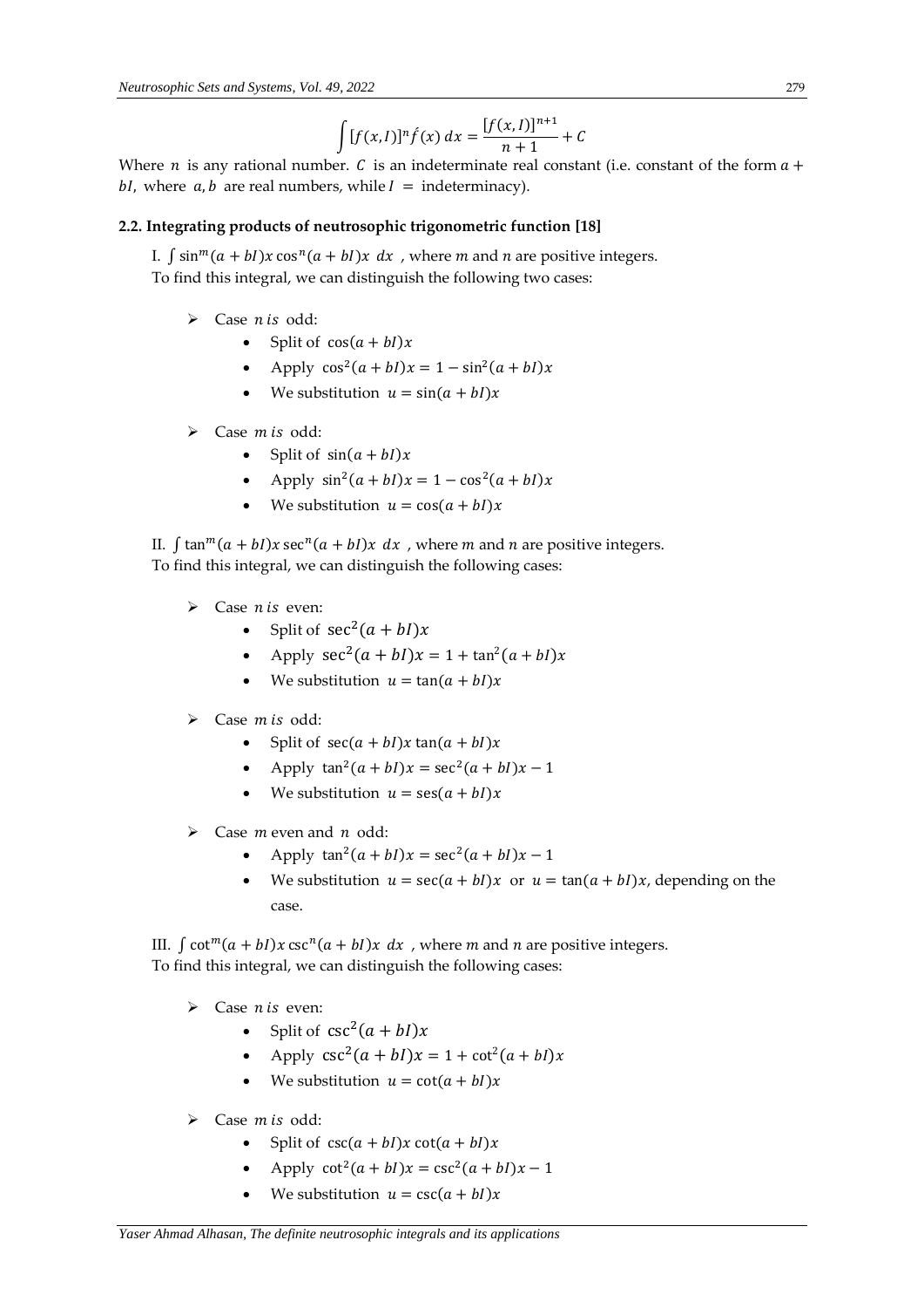$$\int [f(x,I)]^n \acute{f}(x)\, dx = \frac{[f(x,I)]^{n+1}}{n+1} + C$$

Where $n$ is any rational number. $C$ is an indeterminate real constant (i.e. constant of the form $a + bI$, where $a, b$ are real numbers, while $I$ = indeterminacy).

### 2.2. Integrating products of neutrosophic trigonometric function [18]

I. $\int \sin^m(a + bI)x \cos^n(a + bI)x \; dx$ , where $m$ and $n$ are positive integers.
To find this integral, we can distinguish the following two cases:

- Case $n\, is$ odd:
  - Split of $\cos(a + bI)x$
  - Apply $\cos^2(a + bI)x = 1 - \sin^2(a + bI)x$
  - We substitution $u = \sin(a + bI)x$
- Case $m\, is$ odd:
  - Split of $\sin(a + bI)x$
  - Apply $\sin^2(a + bI)x = 1 - \cos^2(a + bI)x$
  - We substitution $u = \cos(a + bI)x$

II. $\int \tan^m(a + bI)x \sec^n(a + bI)x \; dx$ , where $m$ and $n$ are positive integers.
To find this integral, we can distinguish the following cases:

- Case $n\, is$ even:
  - Split of $\sec^2(a + bI)x$
  - Apply $\sec^2(a + bI)x = 1 + \tan^2(a + bI)x$
  - We substitution $u = \tan(a + bI)x$
- Case $m\, is$ odd:
  - Split of $\sec(a + bI)x \tan(a + bI)x$
  - Apply $\tan^2(a + bI)x = \sec^2(a + bI)x - 1$
  - We substitution $u = \mathrm{ses}(a + bI)x$
- Case $m$ even and $n$ odd:
  - Apply $\tan^2(a + bI)x = \sec^2(a + bI)x - 1$
  - We substitution $u = \sec(a + bI)x$ or $u = \tan(a + bI)x$, depending on the case.

III. $\int \cot^m(a + bI)x \csc^n(a + bI)x \; dx$ , where $m$ and $n$ are positive integers.
To find this integral, we can distinguish the following cases:

- Case $n\, is$ even:
  - Split of $\csc^2(a + bI)x$
  - Apply $\csc^2(a + bI)x = 1 + \cot^2(a + bI)x$
  - We substitution $u = \cot(a + bI)x$
- Case $m\, is$ odd:
  - Split of $\csc(a + bI)x \cot(a + bI)x$
  - Apply $\cot^2(a + bI)x = \csc^2(a + bI)x - 1$
  - We substitution $u = \csc(a + bI)x$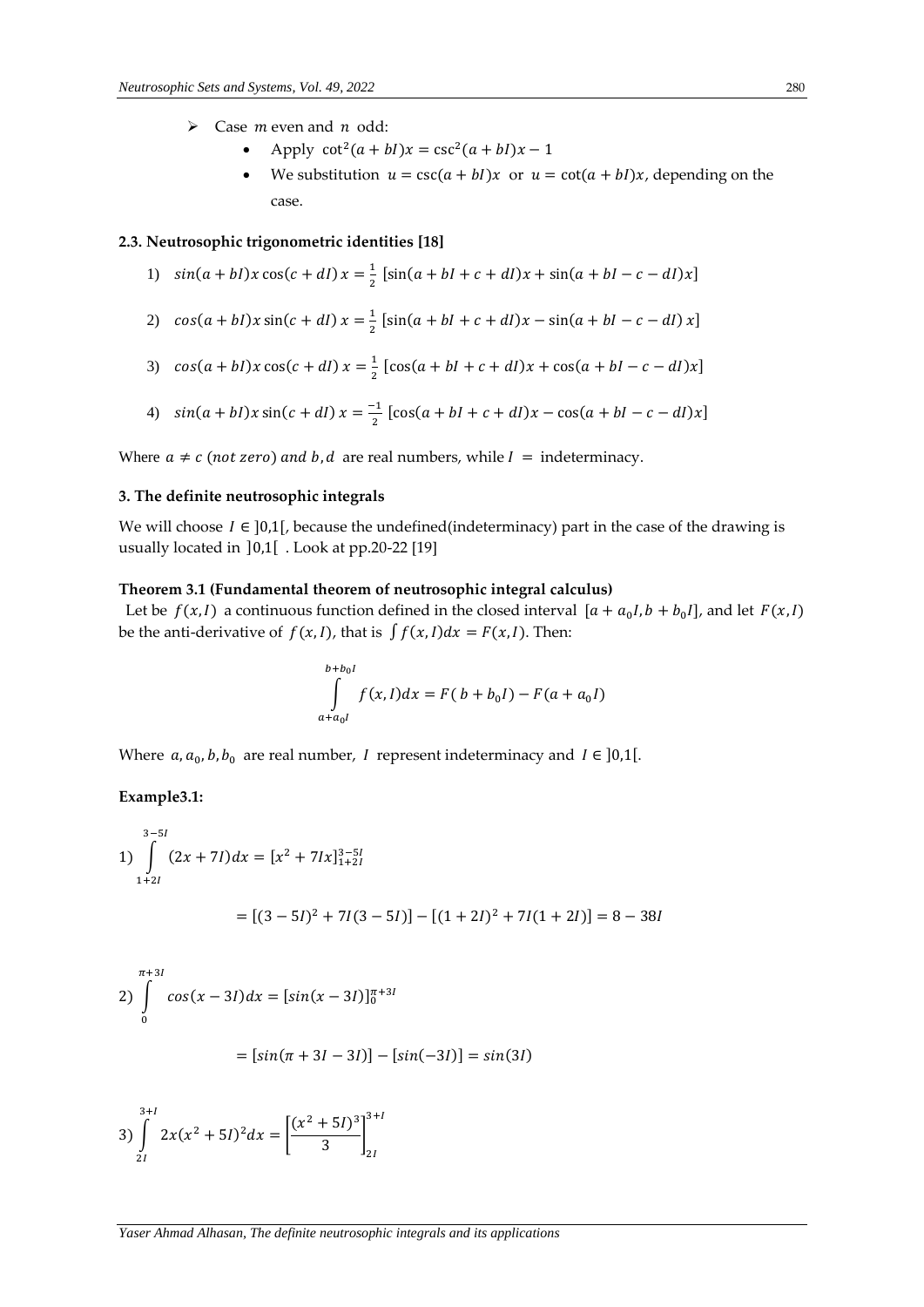- Case $m$ even and $n$ odd:
    - Apply $\cot^2(a+bI)x = \csc^2(a+bI)x - 1$
    - We substitution $u = \csc(a+bI)x$ or $u = \cot(a+bI)x$, depending on the case.

### 2.3. Neutrosophic trigonometric identities [18]

1) $sin(a+bI)x\cos(c+dI)\,x = \frac{1}{2}\,[\sin(a+bI+c+dI)x + \sin(a+bI-c-dI)x]$

2) $cos(a+bI)x\sin(c+dI)\,x = \frac{1}{2}\,[\sin(a+bI+c+dI)x - \sin(a+bI-c-dI)\,x]$

3) $cos(a+bI)x\cos(c+dI)\,x = \frac{1}{2}\,[\cos(a+bI+c+dI)x + \cos(a+bI-c-dI)x]$

4) $sin(a+bI)x\sin(c+dI)\,x = \frac{-1}{2}\,[\cos(a+bI+c+dI)x - \cos(a+bI-c-dI)x]$

Where $a \neq c\ (not\ zero)\ and\ b, d$ are real numbers, while $I =$ indeterminacy.

## 3. The definite neutrosophic integrals

We will choose $I \in\, ]0,1[$, because the undefined(indeterminacy) part in the case of the drawing is usually located in $]0,1[$ . Look at pp.20-22 [19]

#### Theorem 3.1 (Fundamental theorem of neutrosophic integral calculus)

Let be $f(x,I)$ a continuous function defined in the closed interval $[a+a_0I, b+b_0I]$, and let $F(x,I)$ be the anti-derivative of $f(x,I)$, that is $\int f(x,I)dx = F(x,I)$. Then:

$$\int_{a+a_0I}^{b+b_0I} f(x,I)dx = F(\,b+b_0I) - F(a+a_0I)$$

Where $a, a_0, b, b_0$ are real number, $I$ represent indeterminacy and $I \in\, ]0,1[$.

**Example3.1:**

1) $\displaystyle\int_{1+2I}^{3-5I} (2x+7I)dx = [x^2 + 7Ix]_{1+2I}^{3-5I}$

$$= [(3-5I)^2 + 7I(3-5I)] - [(1+2I)^2 + 7I(1+2I)] = 8 - 38I$$

2) $\displaystyle\int_{0}^{\pi+3I} cos(x-3I)dx = [sin(x-3I)]_0^{\pi+3I}$

$$= [sin(\pi+3I-3I)] - [sin(-3I)] = sin(3I)$$

3) $\displaystyle\int_{2I}^{3+I} 2x(x^2+5I)^2dx = \left[\frac{(x^2+5I)^3}{3}\right]_{2I}^{3+I}$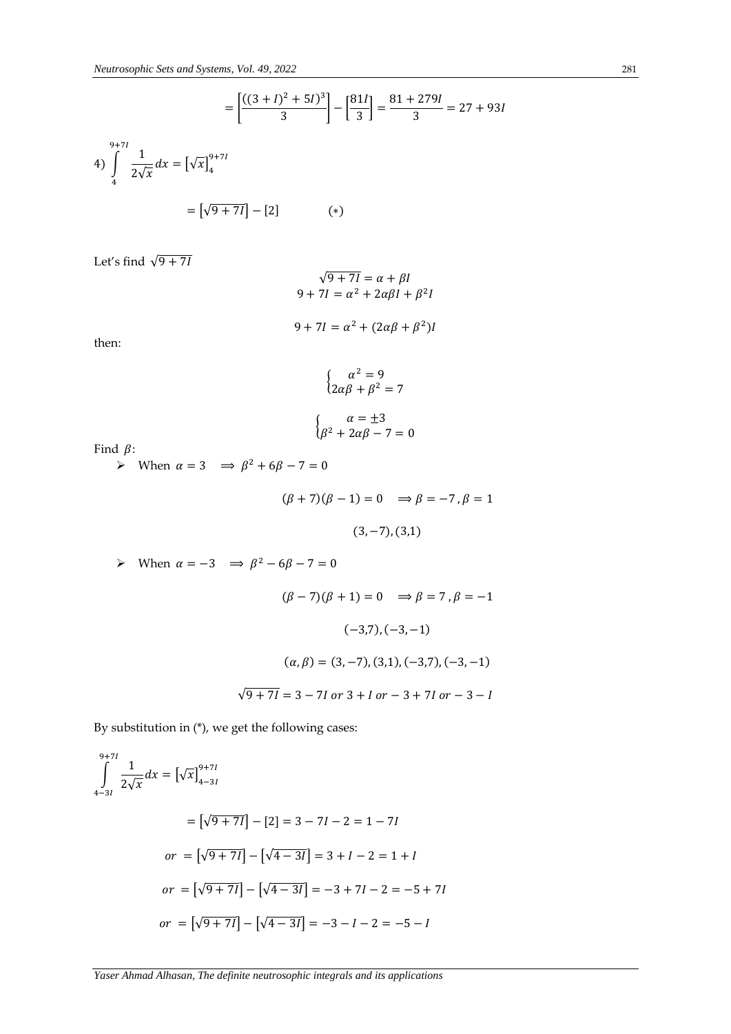$$= \left[\frac{((3+I)^2+5I)^3}{3}\right] - \left[\frac{81I}{3}\right] = \frac{81+279I}{3} = 27+93I$$

4) $\displaystyle\int_{4}^{9+7I} \frac{1}{2\sqrt{x}}\,dx = \left[\sqrt{x}\right]_{4}^{9+7I}$

$$= \left[\sqrt{9+7I}\right] - [2] \qquad (*)$$

Let's find $\sqrt{9+7I}$

$$\sqrt{9+7I} = \alpha + \beta I$$
$$9+7I = \alpha^2 + 2\alpha\beta I + \beta^2 I$$

$$9+7I = \alpha^2 + (2\alpha\beta + \beta^2)I$$

then:

$$\begin{cases} \alpha^2 = 9 \\ 2\alpha\beta + \beta^2 = 7 \end{cases}$$

$$\begin{cases} \alpha = \pm 3 \\ \beta^2 + 2\alpha\beta - 7 = 0 \end{cases}$$

Find $\beta$:

- When $\alpha = 3 \quad \Rightarrow \beta^2 + 6\beta - 7 = 0$

$$(\beta+7)(\beta-1) = 0 \quad \Rightarrow \beta = -7, \beta = 1$$

$$(3,-7), (3,1)$$

- When $\alpha = -3 \quad \Rightarrow \beta^2 - 6\beta - 7 = 0$

$$(\beta-7)(\beta+1) = 0 \quad \Rightarrow \beta = 7, \beta = -1$$

$$(-3,7), (-3,-1)$$

$$(\alpha,\beta) = (3,-7), (3,1), (-3,7), (-3,-1)$$

$$\sqrt{9+7I} = 3-7I \text{ or } 3+I \text{ or } -3+7I \text{ or } -3-I$$

By substitution in (*), we get the following cases:

$$\int_{4-3I}^{9+7I} \frac{1}{2\sqrt{x}}\,dx = \left[\sqrt{x}\right]_{4-3I}^{9+7I}$$

$$= \left[\sqrt{9+7I}\right] - [2] = 3-7I-2 = 1-7I$$

$$or \ = \left[\sqrt{9+7I}\right] - \left[\sqrt{4-3I}\right] = 3+I-2 = 1+I$$

$$or \ = \left[\sqrt{9+7I}\right] - \left[\sqrt{4-3I}\right] = -3+7I-2 = -5+7I$$

$$or \ = \left[\sqrt{9+7I}\right] - \left[\sqrt{4-3I}\right] = -3-I-2 = -5-I$$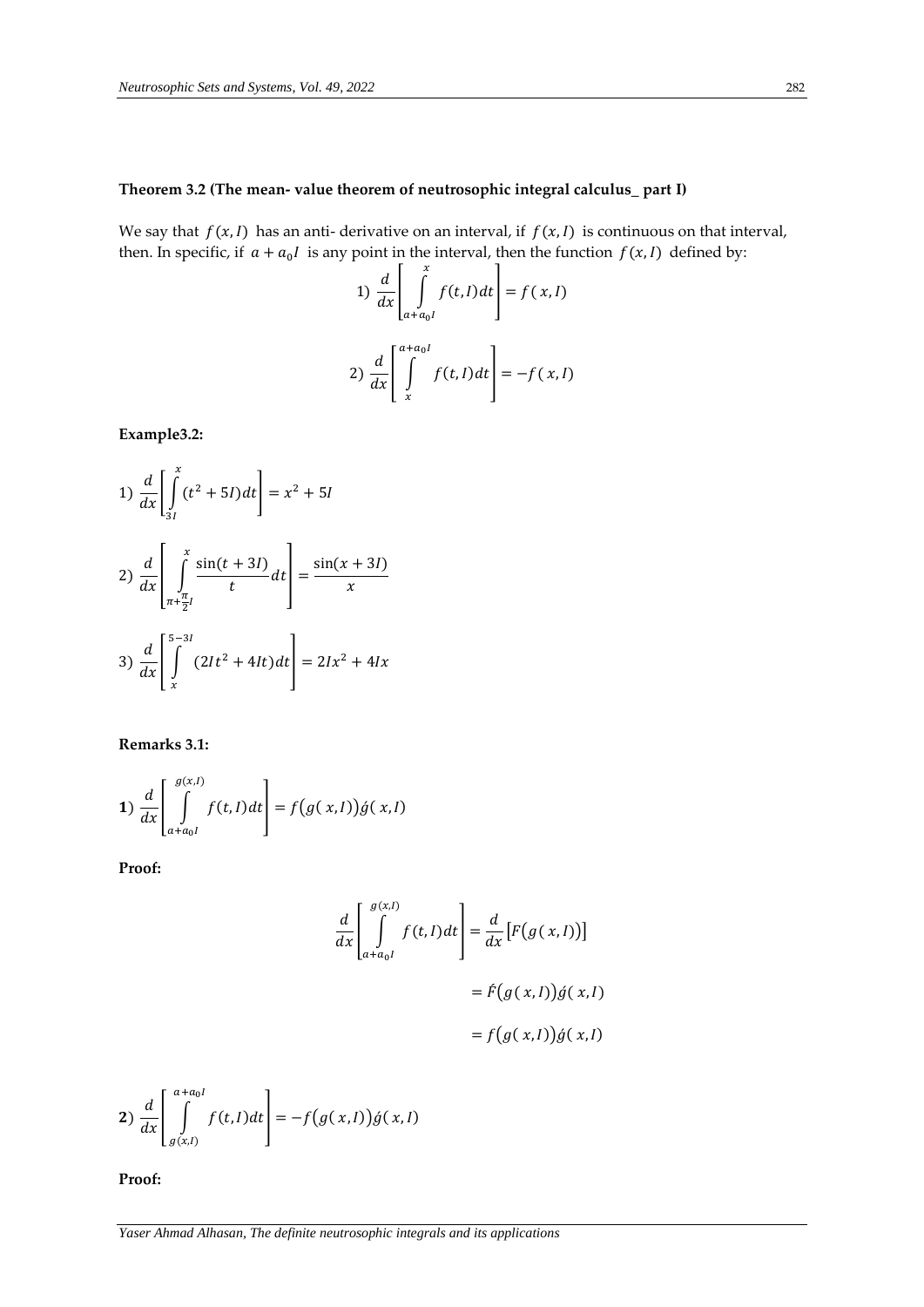**Theorem 3.2 (The mean- value theorem of neutrosophic integral calculus_ part I)**

We say that $f(x,I)$ has an anti- derivative on an interval, if $f(x,I)$ is continuous on that interval, then. In specific, if $a + a_0 I$ is any point in the interval, then the function $f(x,I)$ defined by:

$$1)\ \frac{d}{dx}\left[\int_{a+a_0 I}^{x} f(t,I)dt\right] = f(x,I)$$

$$2)\ \frac{d}{dx}\left[\int_{x}^{a+a_0 I} f(t,I)dt\right] = -f(x,I)$$

**Example3.2:**

$$1)\ \frac{d}{dx}\left[\int_{3I}^{x}(t^2 + 5I)dt\right] = x^2 + 5I$$

$$2)\ \frac{d}{dx}\left[\int_{\pi+\frac{\pi}{2}I}^{x} \frac{\sin(t+3I)}{t}dt\right] = \frac{\sin(x+3I)}{x}$$

$$3)\ \frac{d}{dx}\left[\int_{x}^{5-3I}(2It^2 + 4It)dt\right] = 2Ix^2 + 4Ix$$

**Remarks 3.1:**

$$\textbf{1)}\ \frac{d}{dx}\left[\int_{a+a_0 I}^{g(x,I)} f(t,I)dt\right] = f\big(g(x,I)\big)\acute{g}(x,I)$$

**Proof:**

$$\frac{d}{dx}\left[\int_{a+a_0 I}^{g(x,I)} f(t,I)dt\right] = \frac{d}{dx}\big[F\big(g(x,I)\big)\big]$$

$$= \acute{F}\big(g(x,I)\big)\acute{g}(x,I)$$

$$= f\big(g(x,I)\big)\acute{g}(x,I)$$

$$\textbf{2)}\ \frac{d}{dx}\left[\int_{g(x,I)}^{a+a_0 I} f(t,I)dt\right] = -f\big(g(x,I)\big)\acute{g}(x,I)$$

**Proof:**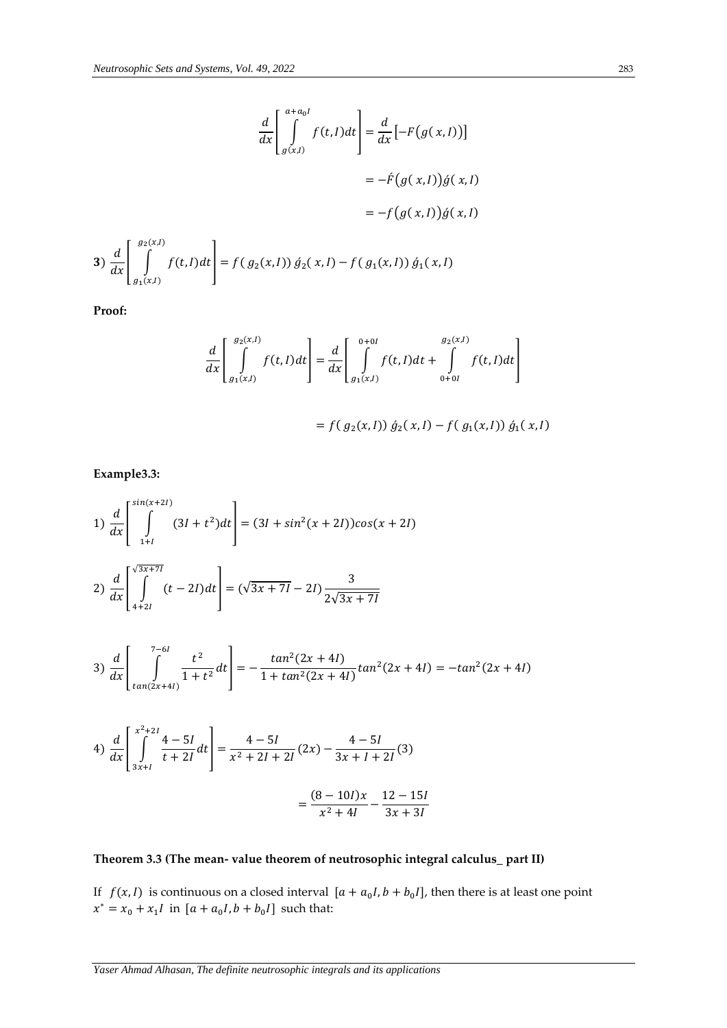$$\frac{d}{dx}\left[\int_{g(x,I)}^{a+a_0I} f(t,I)dt\right] = \frac{d}{dx}\left[-F\big(g(x,I)\big)\right]$$

$$= -\acute{F}\big(g(x,I)\big)\acute{g}(x,I)$$

$$= -f\big(g(x,I)\big)\acute{g}(x,I)$$

**3**) $\frac{d}{dx}\left[\int_{g_1(x,I)}^{g_2(x,I)} f(t,I)dt\right] = f(g_2(x,I))\,\acute{g}_2(x,I) - f(g_1(x,I))\,\acute{g}_1(x,I)$

**Proof:**

$$\frac{d}{dx}\left[\int_{g_1(x,I)}^{g_2(x,I)} f(t,I)dt\right] = \frac{d}{dx}\left[\int_{g_1(x,I)}^{0+0I} f(t,I)dt + \int_{0+0I}^{g_2(x,I)} f(t,I)dt\right]$$

$$= f(g_2(x,I))\,\acute{g}_2(x,I) - f(g_1(x,I))\,\acute{g}_1(x,I)$$

**Example3.3:**

1) $\frac{d}{dx}\left[\int_{1+I}^{sin(x+2I)} (3I+t^2)dt\right] = (3I+sin^2(x+2I))cos(x+2I)$

2) $\frac{d}{dx}\left[\int_{4+2I}^{\sqrt{3x+7I}} (t-2I)dt\right] = (\sqrt{3x+7I}-2I)\frac{3}{2\sqrt{3x+7I}}$

3) $\frac{d}{dx}\left[\int_{tan(2x+4I)}^{7-6I} \frac{t^2}{1+t^2}dt\right] = -\frac{tan^2(2x+4I)}{1+tan^2(2x+4I)}tan^2(2x+4I) = -tan^2(2x+4I)$

4) $\frac{d}{dx}\left[\int_{3x+I}^{x^2+2I} \frac{4-5I}{t+2I}dt\right] = \frac{4-5I}{x^2+2I+2I}(2x) - \frac{4-5I}{3x+I+2I}(3)$

$$= \frac{(8-10I)x}{x^2+4I} - \frac{12-15I}{3x+3I}$$

**Theorem 3.3 (The mean- value theorem of neutrosophic integral calculus_ part II)**

If $f(x,I)$ is continuous on a closed interval $[a+a_0I, b+b_0I]$, then there is at least one point $x^* = x_0 + x_1I$ in $[a+a_0I, b+b_0I]$ such that: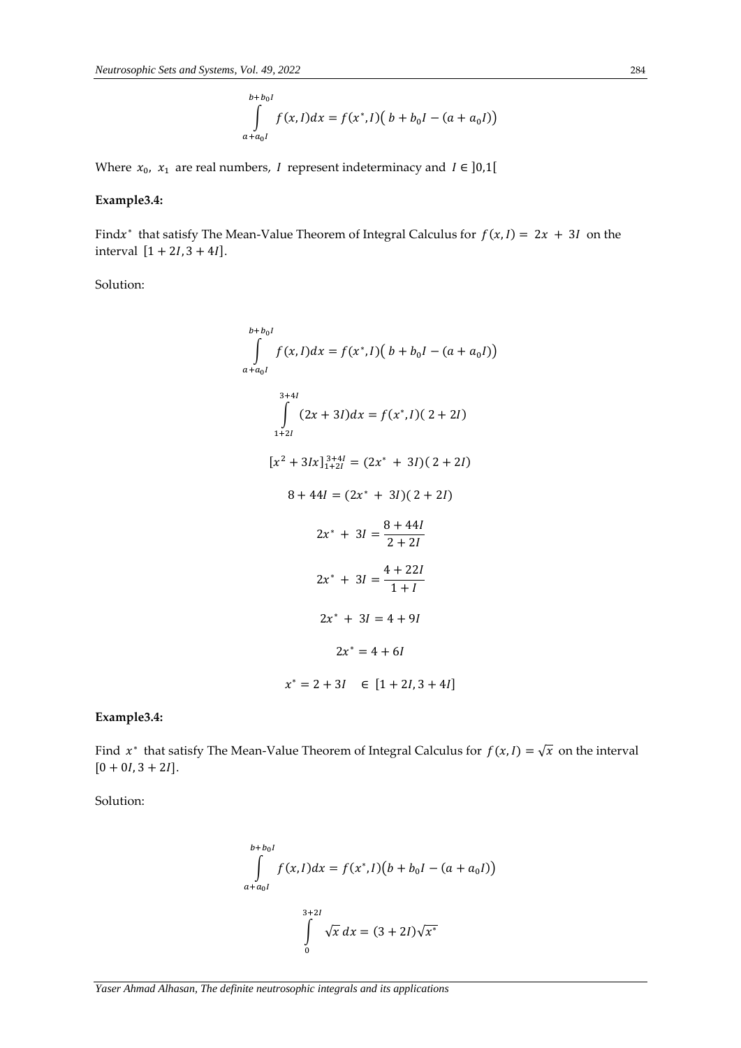$$\int_{a+a_0 I}^{b+b_0 I} f(x,I)dx = f(x^*,I)\big(\, b + b_0 I - (a + a_0 I)\big)$$

Where $x_0$, $x_1$ are real numbers, $I$ represent indeterminacy and $I \in ]0,1[$

**Example3.4:**

Find$x^*$ that satisfy The Mean-Value Theorem of Integral Calculus for $f(x,I) = 2x + 3I$ on the interval $[1 + 2I, 3 + 4I]$.

Solution:

$$\int_{a+a_0 I}^{b+b_0 I} f(x,I)dx = f(x^*,I)\big(\, b + b_0 I - (a + a_0 I)\big)$$

$$\int_{1+2I}^{3+4I} (2x + 3I)dx = f(x^*,I)(\, 2 + 2I)$$

$$[x^2 + 3Ix]_{1+2I}^{3+4I} = (2x^* + 3I)(\, 2 + 2I)$$

$$8 + 44I = (2x^* + 3I)(\, 2 + 2I)$$

$$2x^* + 3I = \frac{8 + 44I}{2 + 2I}$$

$$2x^* + 3I = \frac{4 + 22I}{1 + I}$$

$$2x^* + 3I = 4 + 9I$$

$$2x^* = 4 + 6I$$

$$x^* = 2 + 3I \quad \in [1 + 2I, 3 + 4I]$$

**Example3.4:**

Find $x^*$ that satisfy The Mean-Value Theorem of Integral Calculus for $f(x,I) = \sqrt{x}$ on the interval $[0 + 0I, 3 + 2I]$.

Solution:

$$\int_{a+a_0 I}^{b+b_0 I} f(x,I)dx = f(x^*,I)\big(b + b_0 I - (a + a_0 I)\big)$$

$$\int_{0}^{3+2I} \sqrt{x}\, dx = (3 + 2I)\sqrt{x^*}$$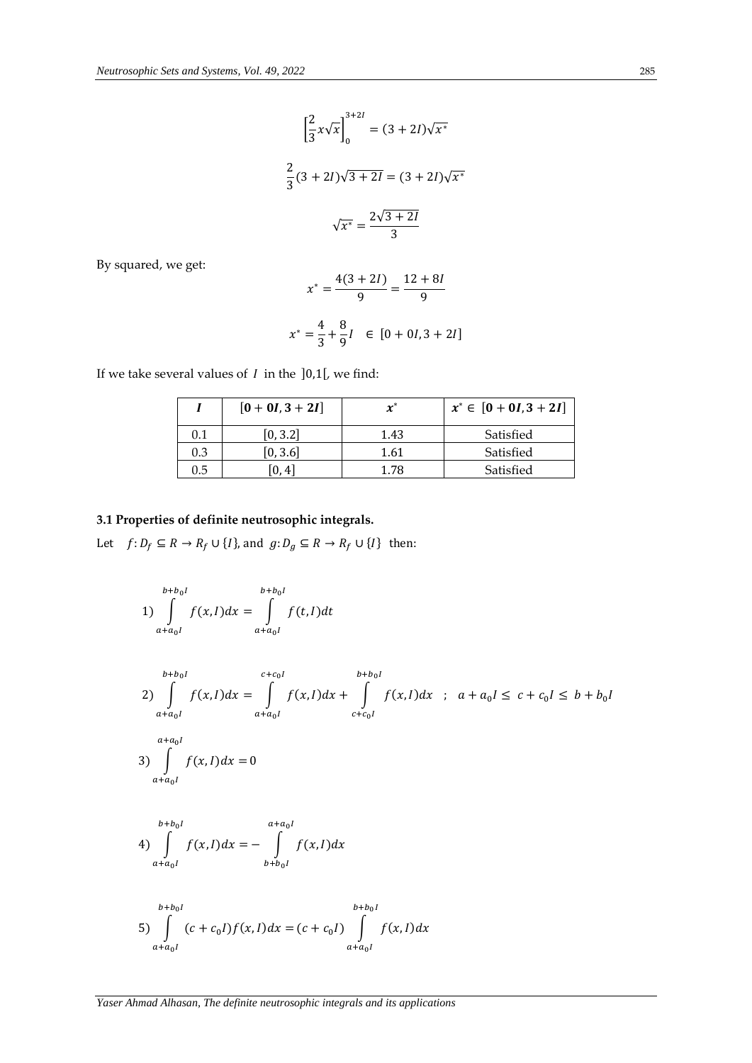$$\left[\frac{2}{3}x\sqrt{x}\right]_{0}^{3+2I} = (3+2I)\sqrt{x^*}$$

$$\frac{2}{3}(3+2I)\sqrt{3+2I} = (3+2I)\sqrt{x^*}$$

$$\sqrt{x^*} = \frac{2\sqrt{3+2I}}{3}$$

By squared, we get:

$$x^* = \frac{4(3+2I)}{9} = \frac{12+8I}{9}$$

$$x^* = \frac{4}{3} + \frac{8}{9}I \quad \in \ [0+0I, 3+2I]$$

If we take several values of $I$ in the $]0,1[$, we find:

| $I$ | $[0+0I, 3+2I]$ | $x^*$ | $x^* \in [0+0I, 3+2I]$ |
|---|---|---|---|
| 0.1 | [0, 3.2] | 1.43 | Satisfied |
| 0.3 | [0, 3.6] | 1.61 | Satisfied |
| 0.5 | [0, 4] | 1.78 | Satisfied |

**3.1 Properties of definite neutrosophic integrals.**

Let $f: D_f \subseteq R \to R_f \cup \{I\}$, and $g: D_g \subseteq R \to R_f \cup \{I\}$ then:

1) $$\int_{a+a_0 I}^{b+b_0 I} f(x,I)dx = \int_{a+a_0 I}^{b+b_0 I} f(t,I)dt$$

2) $$\int_{a+a_0 I}^{b+b_0 I} f(x,I)dx = \int_{a+a_0 I}^{c+c_0 I} f(x,I)dx + \int_{c+c_0 I}^{b+b_0 I} f(x,I)dx \quad ; \quad a+a_0 I \leq c+c_0 I \leq b+b_0 I$$

3) $$\int_{a+a_0 I}^{a+a_0 I} f(x,I)dx = 0$$

4) $$\int_{a+a_0 I}^{b+b_0 I} f(x,I)dx = -\int_{b+b_0 I}^{a+a_0 I} f(x,I)dx$$

5) $$\int_{a+a_0 I}^{b+b_0 I} (c+c_0 I) f(x,I)dx = (c+c_0 I)\int_{a+a_0 I}^{b+b_0 I} f(x,I)dx$$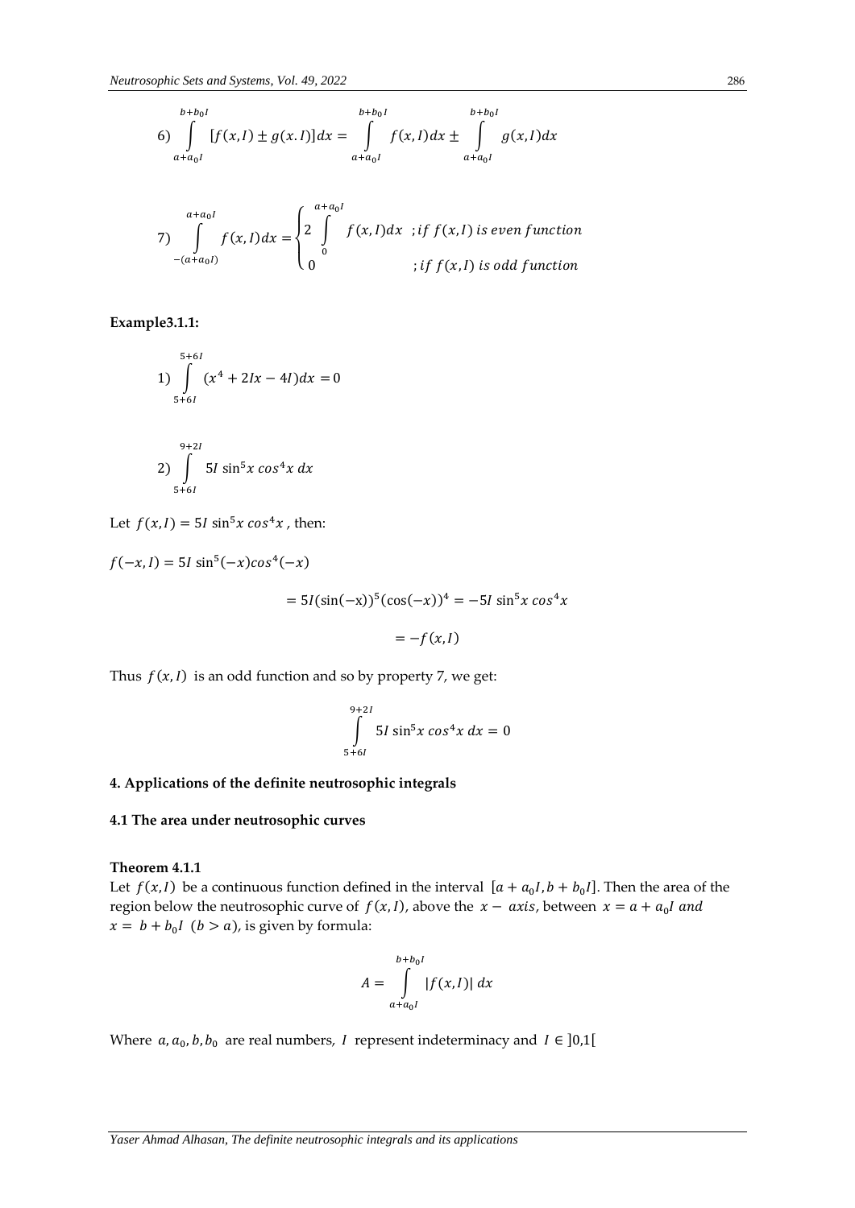6) $$\int_{a+a_0I}^{b+b_0I} [f(x,I) \pm g(x.I)]dx = \int_{a+a_0I}^{b+b_0I} f(x,I)dx \pm \int_{a+a_0I}^{b+b_0I} g(x,I)dx$$

7) $$\int_{-(a+a_0I)}^{a+a_0I} f(x,I)dx = \begin{cases} 2\int_{0}^{a+a_0I} f(x,I)dx & ; if\ f(x,I)\ is\ even\ function \\ 0 & ; if\ f(x,I)\ is\ odd\ function \end{cases}$$

**Example3.1.1:**

1) $$\int_{5+6I}^{5+6I} (x^4 + 2Ix - 4I)dx = 0$$

2) $$\int_{5+6I}^{9+2I} 5I\ \sin^5 x\ cos^4 x\ dx$$

Let $f(x,I) = 5I\ \sin^5 x\ cos^4 x$ , then:

$$f(-x,I) = 5I\ \sin^5(-x)cos^4(-x)$$

$$= 5I(\sin(-x))^5(\cos(-x))^4 = -5I\ \sin^5 x\ cos^4 x$$

$$= -f(x,I)$$

Thus $f(x,I)$ is an odd function and so by property 7, we get:

$$\int_{5+6I}^{9+2I} 5I\ \sin^5 x\ cos^4 x\ dx = 0$$

## 4. Applications of the definite neutrosophic integrals

### 4.1 The area under neutrosophic curves

**Theorem 4.1.1**

Let $f(x,I)$ be a continuous function defined in the interval $[a + a_0I, b + b_0I]$. Then the area of the region below the neutrosophic curve of $f(x,I)$, above the $x-\ axis$, between $x = a + a_0I\ and$ $x = b + b_0I\ (b > a)$, is given by formula:

$$A = \int_{a+a_0I}^{b+b_0I} |f(x,I)|\ dx$$

Where $a, a_0, b, b_0$ are real numbers, $I$ represent indeterminacy and $I \in ]0,1[$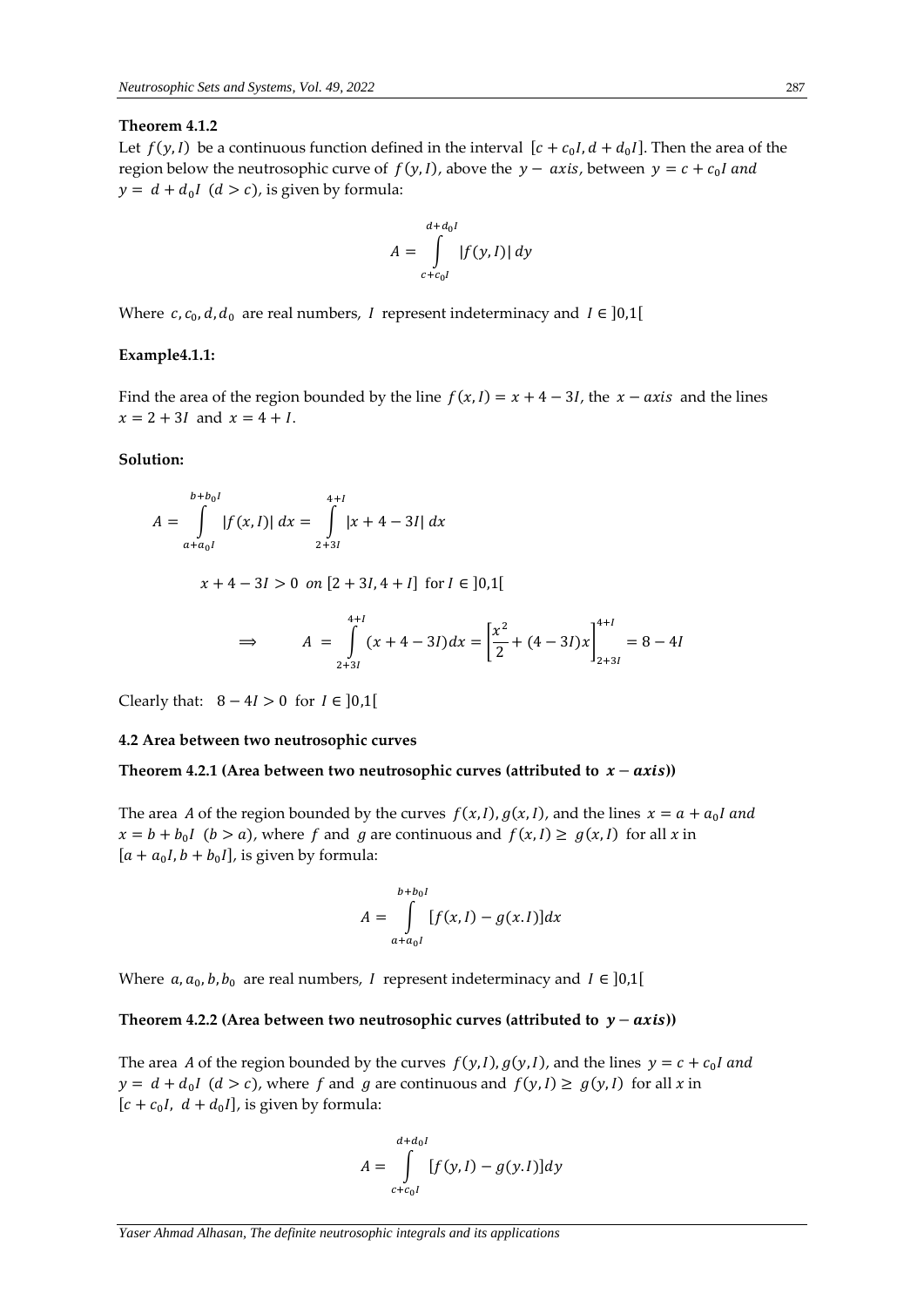**Theorem 4.1.2**

Let $f(y, I)$ be a continuous function defined in the interval $[c + c_0 I, d + d_0 I]$. Then the area of the region below the neutrosophic curve of $f(y, I)$, above the $y - axis$, between $y = c + c_0 I$ *and* $y = d + d_0 I$ $(d > c)$, is given by formula:

$$A = \int_{c+c_0 I}^{d+d_0 I} |f(y, I)|\, dy$$

Where $c, c_0, d, d_0$ are real numbers, $I$ represent indeterminacy and $I \in ]0,1[$

**Example4.1.1:**

Find the area of the region bounded by the line $f(x, I) = x + 4 - 3I$, the $x - axis$ and the lines $x = 2 + 3I$ and $x = 4 + I$.

**Solution:**

$$A = \int_{a+a_0 I}^{b+b_0 I} |f(x, I)|\, dx = \int_{2+3I}^{4+I} |x + 4 - 3I|\, dx$$

$$x + 4 - 3I > 0 \ \ on\ [2 + 3I, 4 + I] \ \text{ for } I \in ]0,1[$$

$$\Longrightarrow \qquad A = \int_{2+3I}^{4+I} (x + 4 - 3I) dx = \left[\frac{x^2}{2} + (4 - 3I)x\right]_{2+3I}^{4+I} = 8 - 4I$$

Clearly that: $8 - 4I > 0$ for $I \in ]0,1[$

### 4.2 Area between two neutrosophic curves

**Theorem 4.2.1 (Area between two neutrosophic curves (attributed to $x - axis$))**

The area $A$ of the region bounded by the curves $f(x, I), g(x, I)$, and the lines $x = a + a_0 I$ *and* $x = b + b_0 I$ $(b > a)$, where $f$ and $g$ are continuous and $f(x, I) \geq g(x, I)$ for all $x$ in $[a + a_0 I, b + b_0 I]$, is given by formula:

$$A = \int_{a+a_0 I}^{b+b_0 I} [f(x, I) - g(x.I)]dx$$

Where $a, a_0, b, b_0$ are real numbers, $I$ represent indeterminacy and $I \in ]0,1[$

**Theorem 4.2.2 (Area between two neutrosophic curves (attributed to $y - axis$))**

The area $A$ of the region bounded by the curves $f(y, I), g(y, I)$, and the lines $y = c + c_0 I$ *and* $y = d + d_0 I$ $(d > c)$, where $f$ and $g$ are continuous and $f(y, I) \geq g(y, I)$ for all $x$ in $[c + c_0 I,\ d + d_0 I]$, is given by formula:

$$A = \int_{c+c_0 I}^{d+d_0 I} [f(y, I) - g(y.I)]dy$$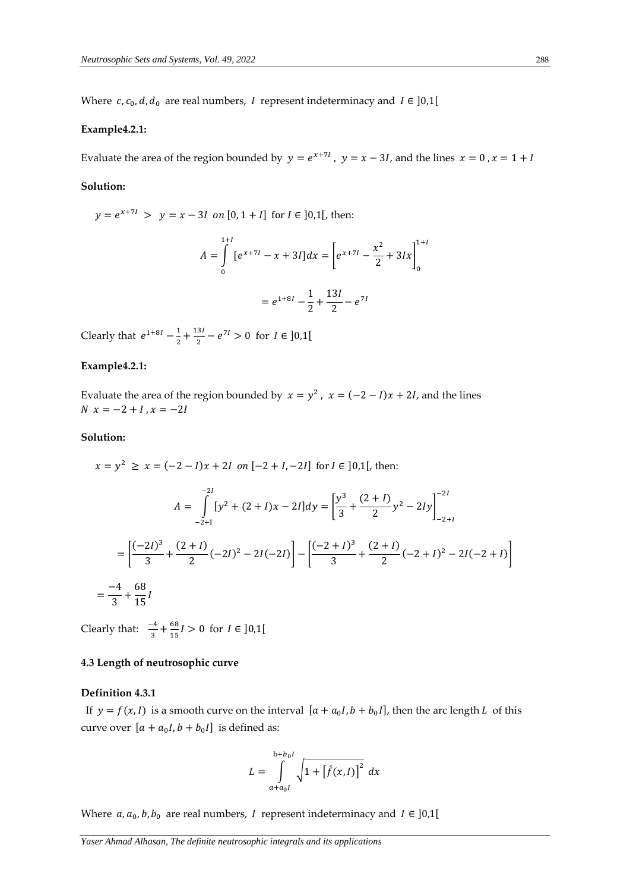Where $c, c_0, d, d_0$ are real numbers, $I$ represent indeterminacy and $I \in ]0,1[$

**Example4.2.1:**

Evaluate the area of the region bounded by $y = e^{x+7I}$ , $y = x - 3I$, and the lines $x = 0$ , $x = 1 + I$

**Solution:**

$y = e^{x+7I} > y = x - 3I$ $on$ $[0, 1 + I]$ for $I \in ]0,1[$, then:

$$A = \int_{0}^{1+I} [e^{x+7I} - x + 3I]dx = \left[e^{x+7I} - \frac{x^2}{2} + 3Ix\right]_0^{1+I}$$

$$= e^{1+8I} - \frac{1}{2} + \frac{13I}{2} - e^{7I}$$

Clearly that $e^{1+8I} - \frac{1}{2} + \frac{13I}{2} - e^{7I} > 0$ for $I \in ]0,1[$

**Example4.2.1:**

Evaluate the area of the region bounded by $x = y^2$ , $x = (-2 - I)x + 2I$, and the lines $N$ $x = -2 + I$ , $x = -2I$

**Solution:**

$x = y^2 \geq x = (-2 - I)x + 2I$ $on$ $[-2 + I, -2I]$ for $I \in ]0,1[$, then:

$$A = \int_{-2+\mathrm{I}}^{-2I} [y^2 + (2 + I)x - 2I]dy = \left[\frac{y^3}{3} + \frac{(2 + I)}{2}y^2 - 2Iy\right]_{-2+I}^{-2I}$$

$$= \left[\frac{(-2I)^3}{3} + \frac{(2 + I)}{2}(-2I)^2 - 2I(-2I)\right] - \left[\frac{(-2 + I)^3}{3} + \frac{(2 + I)}{2}(-2 + I)^2 - 2I(-2 + I)\right]$$

$$= \frac{-4}{3} + \frac{68}{15}I$$

Clearly that: $\frac{-4}{3} + \frac{68}{15}I > 0$ for $I \in ]0,1[$

**4.3 Length of neutrosophic curve**

**Definition 4.3.1**

If $y = f(x, I)$ is a smooth curve on the interval $[a + a_0I, b + b_0I]$, then the arc length $L$ of this curve over $[a + a_0I, b + b_0I]$ is defined as:

$$L = \int_{a+a_0I}^{\mathrm{b}+b_0I} \sqrt{1 + \left[\acute{f}(x, I)\right]^2}\ dx$$

Where $a, a_0, b, b_0$ are real numbers, $I$ represent indeterminacy and $I \in ]0,1[$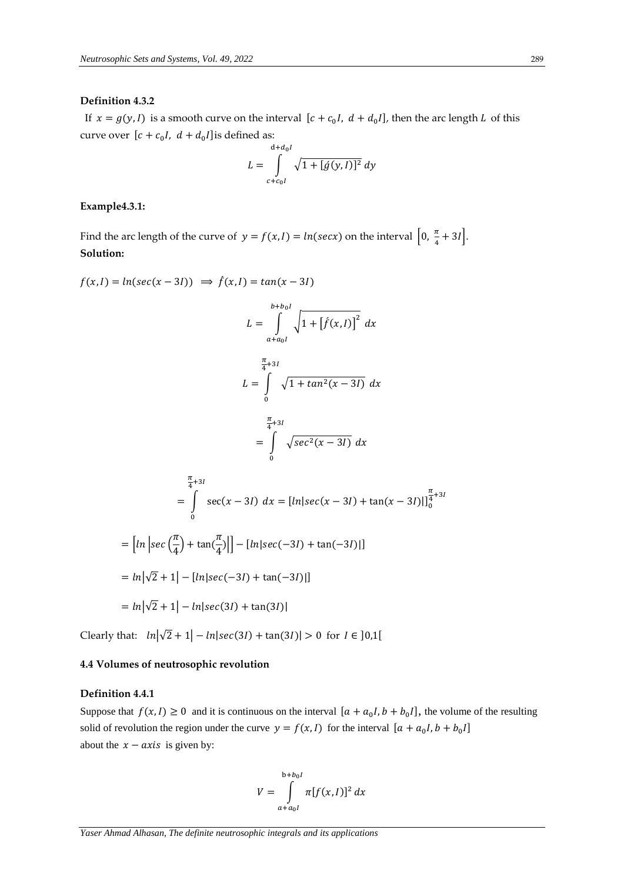### Definition 4.3.2

If $x = g(y, I)$ is a smooth curve on the interval $[c + c_0 I,\ d + d_0 I]$, then the arc length $L$ of this curve over $[c + c_0 I,\ d + d_0 I]$ is defined as:

$$L = \int_{c+c_0 I}^{d+d_0 I} \sqrt{1 + [\acute{g}(y, I)]^2}\, dy$$

### Example4.3.1:

Find the arc length of the curve of $y = f(x, I) = ln(secx)$ on the interval $\left[0,\ \frac{\pi}{4} + 3I\right]$.

**Solution:**

$f(x, I) = ln(sec(x - 3I)) \implies \acute{f}(x, I) = tan(x - 3I)$

$$L = \int_{a+a_0 I}^{b+b_0 I} \sqrt{1 + \left[\acute{f}(x, I)\right]^2}\ dx$$

$$L = \int_{0}^{\frac{\pi}{4}+3I} \sqrt{1 + tan^2(x - 3I)}\ dx$$

$$= \int_{0}^{\frac{\pi}{4}+3I} \sqrt{sec^2(x - 3I)}\ dx$$

$$= \int_{0}^{\frac{\pi}{4}+3I} \sec(x - 3I)\ dx = [ln|sec(x - 3I) + \tan(x - 3I)|]_0^{\frac{\pi}{4}+3I}$$

$$= \left[ln\left|sec\left(\frac{\pi}{4}\right) + \tan(\frac{\pi}{4})\right|\right] - [ln|sec(-3I) + \tan(-3I)|]$$

$$= ln\left|\sqrt{2} + 1\right| - [ln|sec(-3I) + \tan(-3I)|]$$

$$= ln\left|\sqrt{2} + 1\right| - ln|sec(3I) + \tan(3I)|$$

Clearly that: $ln\left|\sqrt{2} + 1\right| - ln|sec(3I) + \tan(3I)| > 0$ for $I \in ]0,1[$

## 4.4 Volumes of neutrosophic revolution

### Definition 4.4.1

Suppose that $f(x, I) \geq 0$ and it is continuous on the interval $[a + a_0 I, b + b_0 I]$, the volume of the resulting solid of revolution the region under the curve $y = f(x, I)$ for the interval $[a + a_0 I, b + b_0 I]$ about the $x - axis$ is given by:

$$V = \int_{a+a_0 I}^{b+b_0 I} \pi[f(x, I)]^2\, dx$$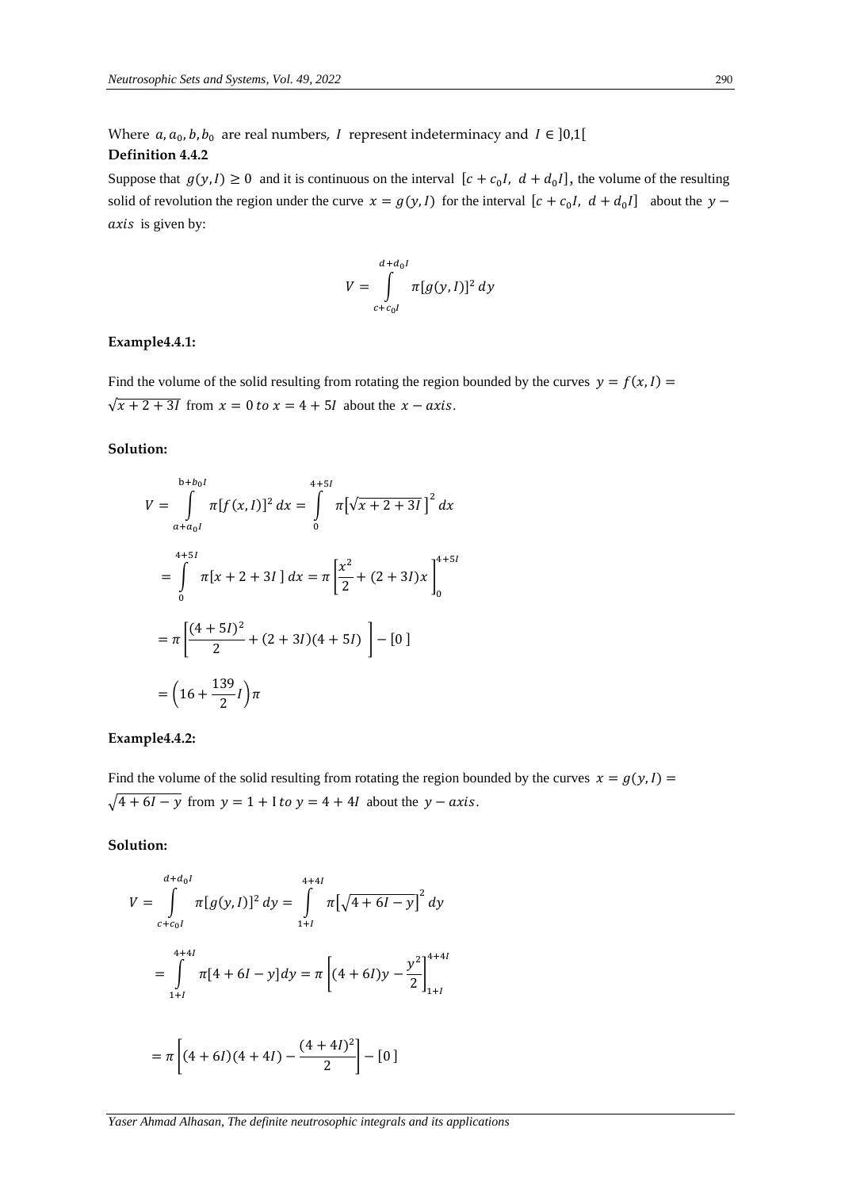Where $a, a_0, b, b_0$ are real numbers, $I$ represent indeterminacy and $I \in ]0,1[$

**Definition 4.4.2**

Suppose that $g(y,I) \geq 0$ and it is continuous on the interval $[c + c_0 I,\ d + d_0 I]$, the volume of the resulting solid of revolution the region under the curve $x = g(y,I)$ for the interval $[c + c_0 I,\ d + d_0 I]$ about the $y - axis$ is given by:

$$V = \int_{c+c_0 I}^{d+d_0 I} \pi [g(y,I)]^2 \, dy$$

**Example4.4.1:**

Find the volume of the solid resulting from rotating the region bounded by the curves $y = f(x,I) = \sqrt{x + 2 + 3I}$ from $x = 0 \; to \; x = 4 + 5I$ about the $x - axis$.

**Solution:**

$$V = \int_{a+a_0 I}^{b+b_0 I} \pi [f(x,I)]^2 \, dx = \int_{0}^{4+5I} \pi \left[\sqrt{x + 2 + 3I}\,\right]^2 dx$$

$$= \int_{0}^{4+5I} \pi [x + 2 + 3I\,] \, dx = \pi \left[\frac{x^2}{2} + (2 + 3I)x\right]_0^{4+5I}$$

$$= \pi \left[\frac{(4 + 5I)^2}{2} + (2 + 3I)(4 + 5I)\ \right] - [0\,]$$

$$= \left(16 + \frac{139}{2} I\right)\pi$$

**Example4.4.2:**

Find the volume of the solid resulting from rotating the region bounded by the curves $x = g(y,I) = \sqrt{4 + 6I - y}$ from $y = 1 + \mathrm{I} \; to \; y = 4 + 4I$ about the $y - axis$.

**Solution:**

$$V = \int_{c+c_0 I}^{d+d_0 I} \pi [g(y,I)]^2 \, dy = \int_{1+I}^{4+4I} \pi \left[\sqrt{4 + 6I - y}\right]^2 dy$$

$$= \int_{1+I}^{4+4I} \pi [4 + 6I - y] dy = \pi \left[(4 + 6I)y - \frac{y^2}{2}\right]_{1+I}^{4+4I}$$

$$= \pi \left[(4 + 6I)(4 + 4I) - \frac{(4 + 4I)^2}{2}\right] - [0\,]$$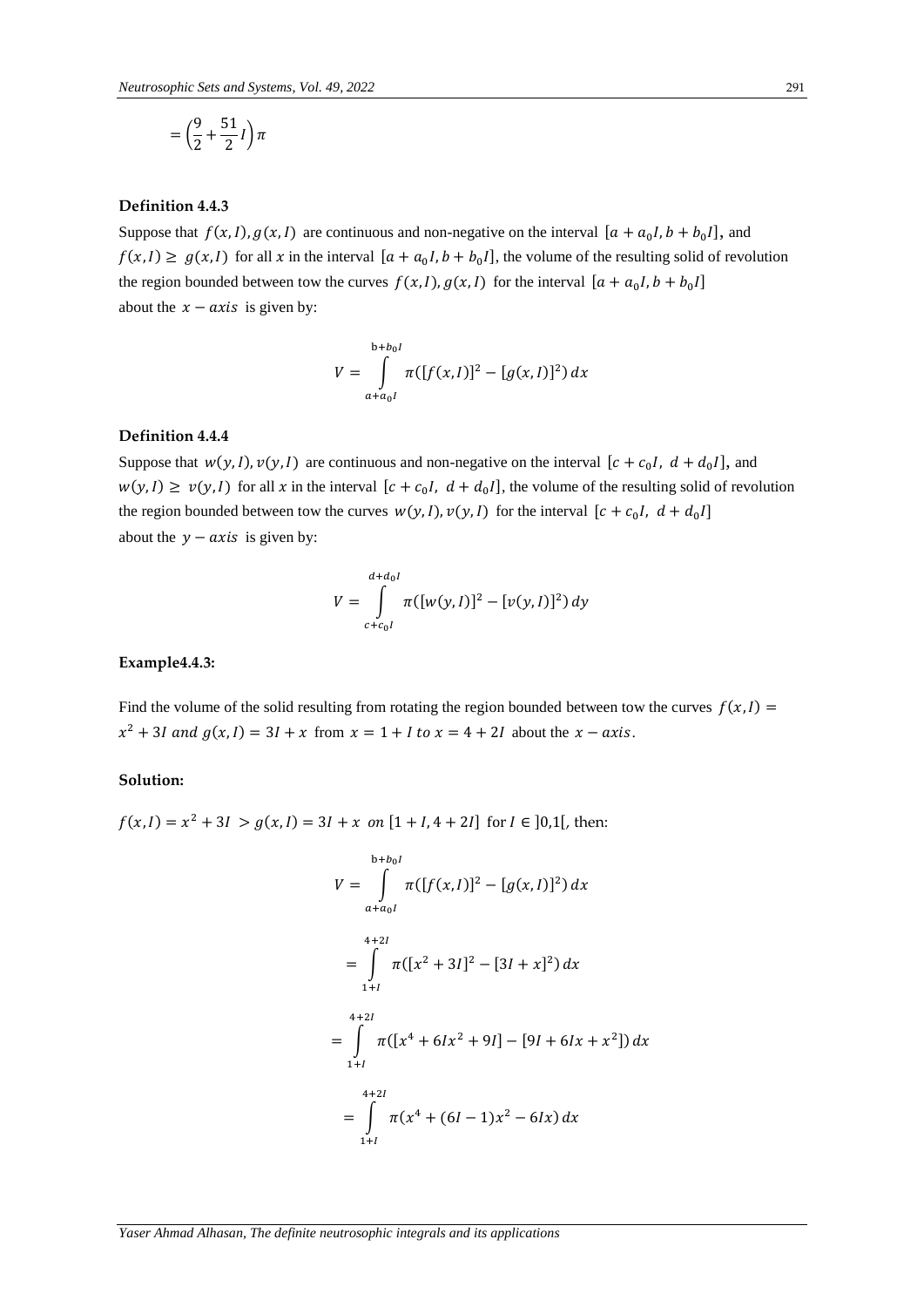$$= \left(\frac{9}{2} + \frac{51}{2} I\right)\pi$$

**Definition 4.4.3**

Suppose that $f(x, I), g(x, I)$ are continuous and non-negative on the interval $[a + a_0 I, b + b_0 I]$, and $f(x, I) \geq g(x, I)$ for all $x$ in the interval $[a + a_0 I, b + b_0 I]$, the volume of the resulting solid of revolution the region bounded between tow the curves $f(x, I), g(x, I)$ for the interval $[a + a_0 I, b + b_0 I]$ about the $x - axis$ is given by:

$$V = \int_{a+a_0 I}^{b+b_0 I} \pi([f(x, I)]^2 - [g(x, I)]^2)\, dx$$

**Definition 4.4.4**

Suppose that $w(y, I), v(y, I)$ are continuous and non-negative on the interval $[c + c_0 I,\ d + d_0 I]$, and $w(y, I) \geq v(y, I)$ for all $x$ in the interval $[c + c_0 I,\ d + d_0 I]$, the volume of the resulting solid of revolution the region bounded between tow the curves $w(y, I), v(y, I)$ for the interval $[c + c_0 I,\ d + d_0 I]$ about the $y - axis$ is given by:

$$V = \int_{c+c_0 I}^{d+d_0 I} \pi([w(y, I)]^2 - [v(y, I)]^2)\, dy$$

**Example4.4.3:**

Find the volume of the solid resulting from rotating the region bounded between tow the curves $f(x, I) = x^2 + 3I$ *and* $g(x, I) = 3I + x$ from $x = 1 + I$ *to* $x = 4 + 2I$ about the $x - axis$.

**Solution:**

$f(x, I) = x^2 + 3I > g(x, I) = 3I + x$ *on* $[1 + I, 4 + 2I]$ for $I \in ]0,1[$, then:

$$V = \int_{a+a_0 I}^{b+b_0 I} \pi([f(x, I)]^2 - [g(x, I)]^2)\, dx$$

$$= \int_{1+I}^{4+2I} \pi([x^2 + 3I]^2 - [3I + x]^2)\, dx$$

$$= \int_{1+I}^{4+2I} \pi([x^4 + 6Ix^2 + 9I] - [9I + 6Ix + x^2])\, dx$$

$$= \int_{1+I}^{4+2I} \pi(x^4 + (6I - 1)x^2 - 6Ix)\, dx$$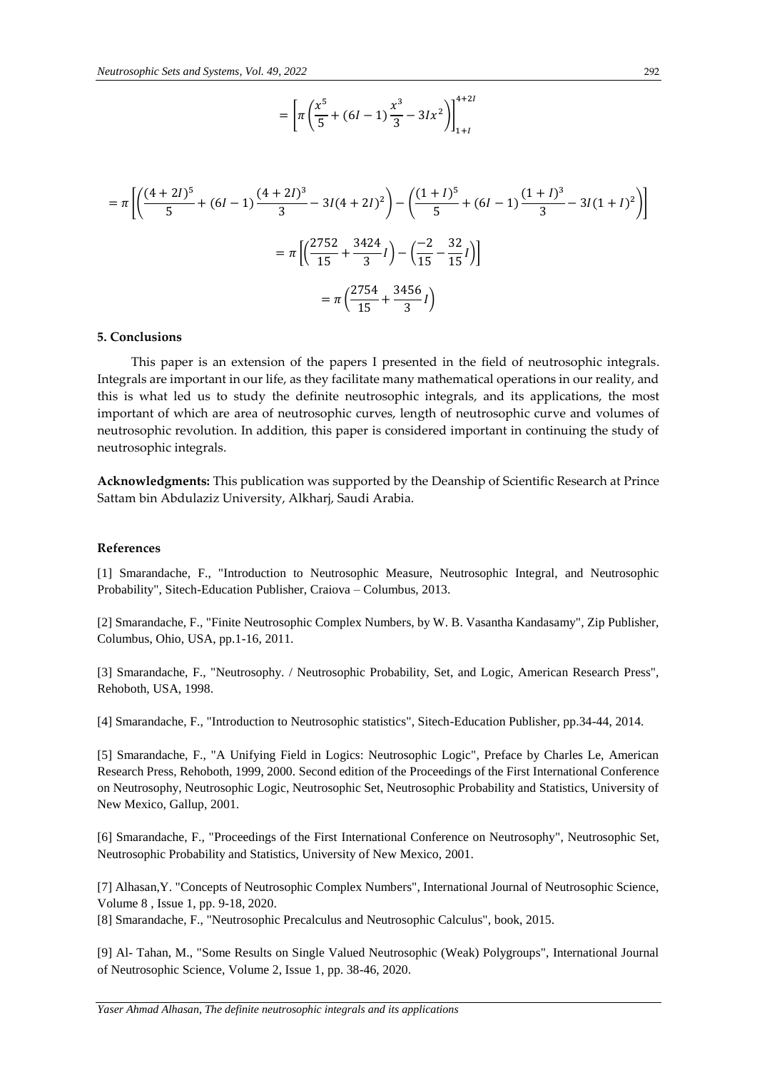$$= \left[\pi\left(\frac{x^5}{5} + (6I-1)\frac{x^3}{3} - 3Ix^2\right)\right]_{1+I}^{4+2I}$$

$$= \pi\left[\left(\frac{(4+2I)^5}{5} + (6I-1)\frac{(4+2I)^3}{3} - 3I(4+2I)^2\right) - \left(\frac{(1+I)^5}{5} + (6I-1)\frac{(1+I)^3}{3} - 3I(1+I)^2\right)\right]$$

$$= \pi\left[\left(\frac{2752}{15} + \frac{3424}{3}I\right) - \left(\frac{-2}{15} - \frac{32}{15}I\right)\right]$$

$$= \pi\left(\frac{2754}{15} + \frac{3456}{3}I\right)$$

## 5. Conclusions

This paper is an extension of the papers I presented in the field of neutrosophic integrals. Integrals are important in our life, as they facilitate many mathematical operations in our reality, and this is what led us to study the definite neutrosophic integrals, and its applications, the most important of which are area of neutrosophic curves, length of neutrosophic curve and volumes of neutrosophic revolution. In addition, this paper is considered important in continuing the study of neutrosophic integrals.

**Acknowledgments:** This publication was supported by the Deanship of Scientific Research at Prince Sattam bin Abdulaziz University, Alkharj, Saudi Arabia.

## References

[1] Smarandache, F., "Introduction to Neutrosophic Measure, Neutrosophic Integral, and Neutrosophic Probability", Sitech-Education Publisher, Craiova – Columbus, 2013.

[2] Smarandache, F., "Finite Neutrosophic Complex Numbers, by W. B. Vasantha Kandasamy", Zip Publisher, Columbus, Ohio, USA, pp.1-16, 2011.

[3] Smarandache, F., "Neutrosophy. / Neutrosophic Probability, Set, and Logic, American Research Press", Rehoboth, USA, 1998.

[4] Smarandache, F., "Introduction to Neutrosophic statistics", Sitech-Education Publisher, pp.34-44, 2014.

[5] Smarandache, F., "A Unifying Field in Logics: Neutrosophic Logic", Preface by Charles Le, American Research Press, Rehoboth, 1999, 2000. Second edition of the Proceedings of the First International Conference on Neutrosophy, Neutrosophic Logic, Neutrosophic Set, Neutrosophic Probability and Statistics, University of New Mexico, Gallup, 2001.

[6] Smarandache, F., "Proceedings of the First International Conference on Neutrosophy", Neutrosophic Set, Neutrosophic Probability and Statistics, University of New Mexico, 2001.

[7] Alhasan,Y. "Concepts of Neutrosophic Complex Numbers", International Journal of Neutrosophic Science, Volume 8 , Issue 1, pp. 9-18, 2020.

[8] Smarandache, F., "Neutrosophic Precalculus and Neutrosophic Calculus", book, 2015.

[9] Al- Tahan, M., "Some Results on Single Valued Neutrosophic (Weak) Polygroups", International Journal of Neutrosophic Science, Volume 2, Issue 1, pp. 38-46, 2020.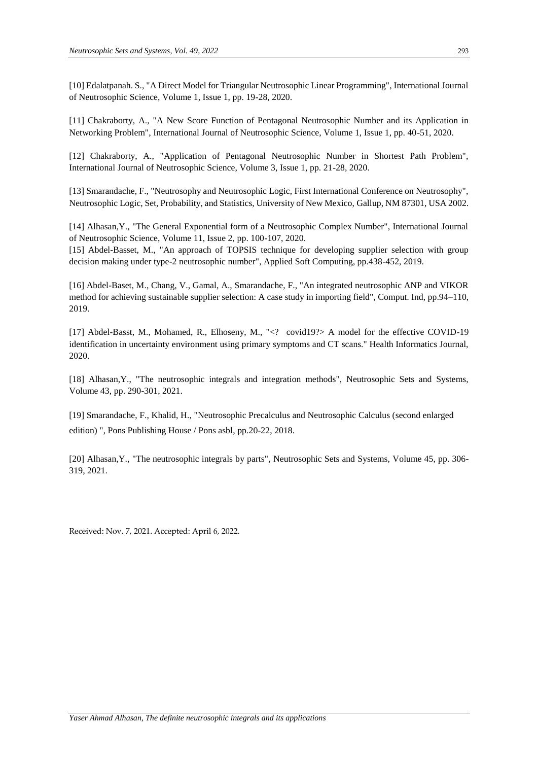[10] Edalatpanah. S., "A Direct Model for Triangular Neutrosophic Linear Programming", International Journal of Neutrosophic Science, Volume 1, Issue 1, pp. 19-28, 2020.

[11] Chakraborty, A., "A New Score Function of Pentagonal Neutrosophic Number and its Application in Networking Problem", International Journal of Neutrosophic Science, Volume 1, Issue 1, pp. 40-51, 2020.

[12] Chakraborty, A., "Application of Pentagonal Neutrosophic Number in Shortest Path Problem", International Journal of Neutrosophic Science, Volume 3, Issue 1, pp. 21-28, 2020.

[13] Smarandache, F., "Neutrosophy and Neutrosophic Logic, First International Conference on Neutrosophy", Neutrosophic Logic, Set, Probability, and Statistics, University of New Mexico, Gallup, NM 87301, USA 2002.

[14] Alhasan,Y., "The General Exponential form of a Neutrosophic Complex Number", International Journal of Neutrosophic Science, Volume 11, Issue 2, pp. 100-107, 2020.

[15] Abdel-Basset, M., "An approach of TOPSIS technique for developing supplier selection with group decision making under type-2 neutrosophic number", Applied Soft Computing, pp.438-452, 2019.

[16] Abdel-Baset, M., Chang, V., Gamal, A., Smarandache, F., "An integrated neutrosophic ANP and VIKOR method for achieving sustainable supplier selection: A case study in importing field", Comput. Ind, pp.94–110, 2019.

[17] Abdel-Basst, M., Mohamed, R., Elhoseny, M., "<? covid19?> A model for the effective COVID-19 identification in uncertainty environment using primary symptoms and CT scans." Health Informatics Journal, 2020.

[18] Alhasan,Y., "The neutrosophic integrals and integration methods", Neutrosophic Sets and Systems, Volume 43, pp. 290-301, 2021.

[19] Smarandache, F., Khalid, H., "Neutrosophic Precalculus and Neutrosophic Calculus (second enlarged edition) ", Pons Publishing House / Pons asbl, pp.20-22, 2018.

[20] Alhasan,Y., "The neutrosophic integrals by parts", Neutrosophic Sets and Systems, Volume 45, pp. 306-319, 2021.

Received: Nov. 7, 2021. Accepted: April 6, 2022.